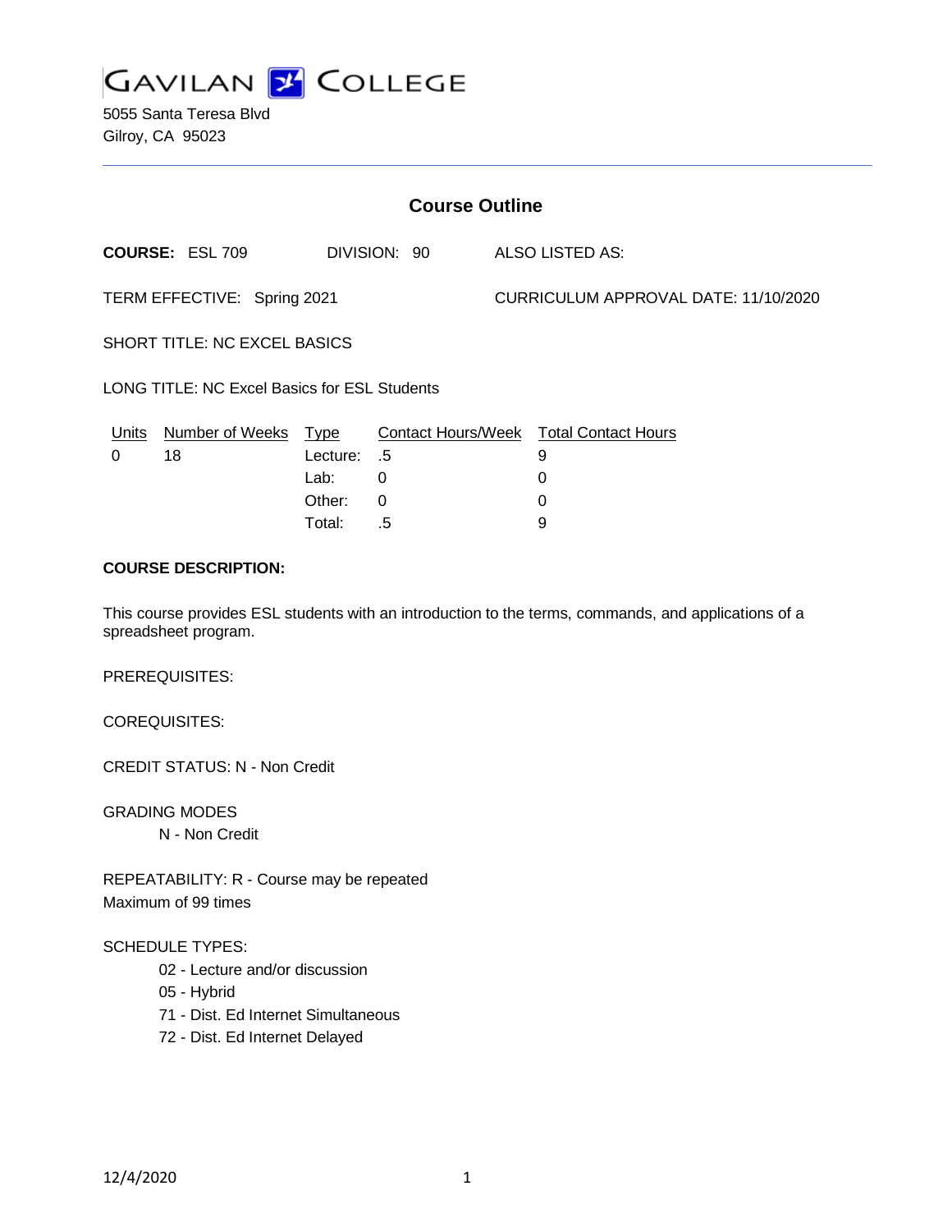# GAVILAN COLLEGE

5055 Santa Teresa Blvd
Gilroy, CA 95023

## Course Outline

**COURSE:** ESL 709 DIVISION: 90 ALSO LISTED AS:

TERM EFFECTIVE: Spring 2021 CURRICULUM APPROVAL DATE: 11/10/2020

SHORT TITLE: NC EXCEL BASICS

LONG TITLE: NC Excel Basics for ESL Students

| Units | Number of Weeks | Type | Contact Hours/Week | Total Contact Hours |
|---|---|---|---|---|
| 0 | 18 | Lecture: | .5 | 9 |
| | | Lab: | 0 | 0 |
| | | Other: | 0 | 0 |
| | | Total: | .5 | 9 |

**COURSE DESCRIPTION:**

This course provides ESL students with an introduction to the terms, commands, and applications of a spreadsheet program.

PREREQUISITES:

COREQUISITES:

CREDIT STATUS: N - Non Credit

GRADING MODES

N - Non Credit

REPEATABILITY: R - Course may be repeated
Maximum of 99 times

SCHEDULE TYPES:

02 - Lecture and/or discussion
05 - Hybrid
71 - Dist. Ed Internet Simultaneous
72 - Dist. Ed Internet Delayed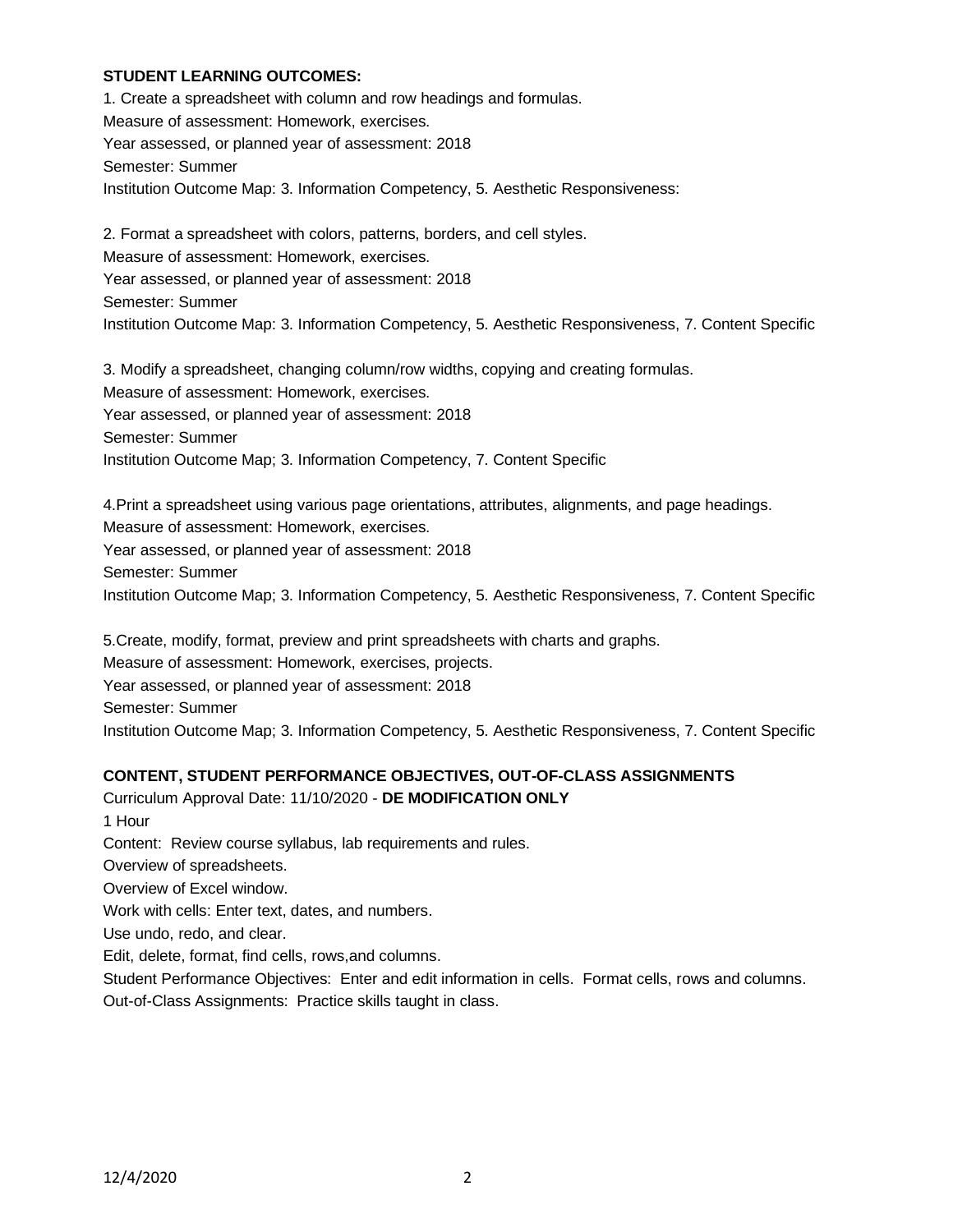**STUDENT LEARNING OUTCOMES:**

1. Create a spreadsheet with column and row headings and formulas.
Measure of assessment: Homework, exercises.
Year assessed, or planned year of assessment: 2018
Semester: Summer
Institution Outcome Map: 3. Information Competency, 5. Aesthetic Responsiveness:

2. Format a spreadsheet with colors, patterns, borders, and cell styles.
Measure of assessment: Homework, exercises.
Year assessed, or planned year of assessment: 2018
Semester: Summer
Institution Outcome Map: 3. Information Competency, 5. Aesthetic Responsiveness, 7. Content Specific

3. Modify a spreadsheet, changing column/row widths, copying and creating formulas.
Measure of assessment: Homework, exercises.
Year assessed, or planned year of assessment: 2018
Semester: Summer
Institution Outcome Map; 3. Information Competency, 7. Content Specific

4.Print a spreadsheet using various page orientations, attributes, alignments, and page headings.
Measure of assessment: Homework, exercises.
Year assessed, or planned year of assessment: 2018
Semester: Summer
Institution Outcome Map; 3. Information Competency, 5. Aesthetic Responsiveness, 7. Content Specific

5.Create, modify, format, preview and print spreadsheets with charts and graphs.
Measure of assessment: Homework, exercises, projects.
Year assessed, or planned year of assessment: 2018
Semester: Summer
Institution Outcome Map; 3. Information Competency, 5. Aesthetic Responsiveness, 7. Content Specific

**CONTENT, STUDENT PERFORMANCE OBJECTIVES, OUT-OF-CLASS ASSIGNMENTS**

Curriculum Approval Date: 11/10/2020 - **DE MODIFICATION ONLY**

1 Hour

Content: Review course syllabus, lab requirements and rules.
Overview of spreadsheets.
Overview of Excel window.
Work with cells: Enter text, dates, and numbers.
Use undo, redo, and clear.
Edit, delete, format, find cells, rows,and columns.

Student Performance Objectives: Enter and edit information in cells. Format cells, rows and columns.

Out-of-Class Assignments: Practice skills taught in class.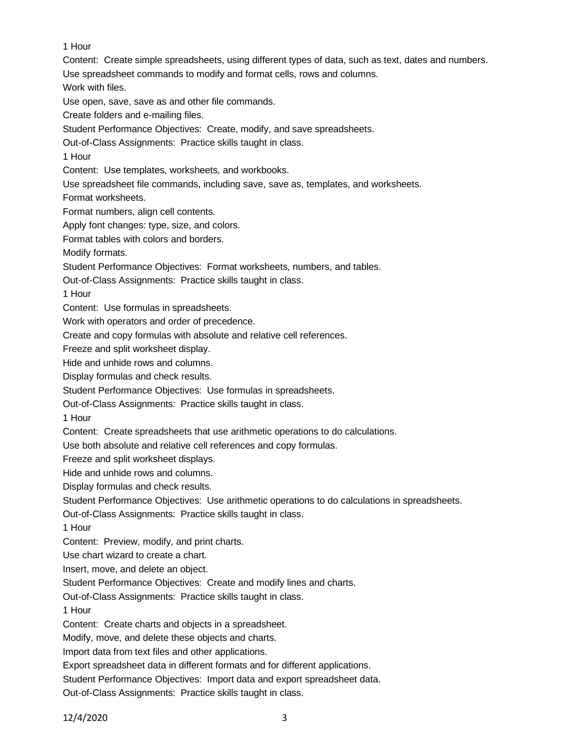1 Hour

Content: Create simple spreadsheets, using different types of data, such as text, dates and numbers.

Use spreadsheet commands to modify and format cells, rows and columns.

Work with files.

Use open, save, save as and other file commands.

Create folders and e-mailing files.

Student Performance Objectives: Create, modify, and save spreadsheets.

Out-of-Class Assignments: Practice skills taught in class.

1 Hour

Content: Use templates, worksheets, and workbooks.

Use spreadsheet file commands, including save, save as, templates, and worksheets.

Format worksheets.

Format numbers, align cell contents.

Apply font changes: type, size, and colors.

Format tables with colors and borders.

Modify formats.

Student Performance Objectives: Format worksheets, numbers, and tables.

Out-of-Class Assignments: Practice skills taught in class.

1 Hour

Content: Use formulas in spreadsheets.

Work with operators and order of precedence.

Create and copy formulas with absolute and relative cell references.

Freeze and split worksheet display.

Hide and unhide rows and columns.

Display formulas and check results.

Student Performance Objectives: Use formulas in spreadsheets.

Out-of-Class Assignments: Practice skills taught in class.

1 Hour

Content: Create spreadsheets that use arithmetic operations to do calculations.

Use both absolute and relative cell references and copy formulas.

Freeze and split worksheet displays.

Hide and unhide rows and columns.

Display formulas and check results.

Student Performance Objectives: Use arithmetic operations to do calculations in spreadsheets.

Out-of-Class Assignments: Practice skills taught in class.

1 Hour

Content: Preview, modify, and print charts.

Use chart wizard to create a chart.

Insert, move, and delete an object.

Student Performance Objectives: Create and modify lines and charts.

Out-of-Class Assignments: Practice skills taught in class.

1 Hour

Content: Create charts and objects in a spreadsheet.

Modify, move, and delete these objects and charts.

Import data from text files and other applications.

Export spreadsheet data in different formats and for different applications.

Student Performance Objectives: Import data and export spreadsheet data.

Out-of-Class Assignments: Practice skills taught in class.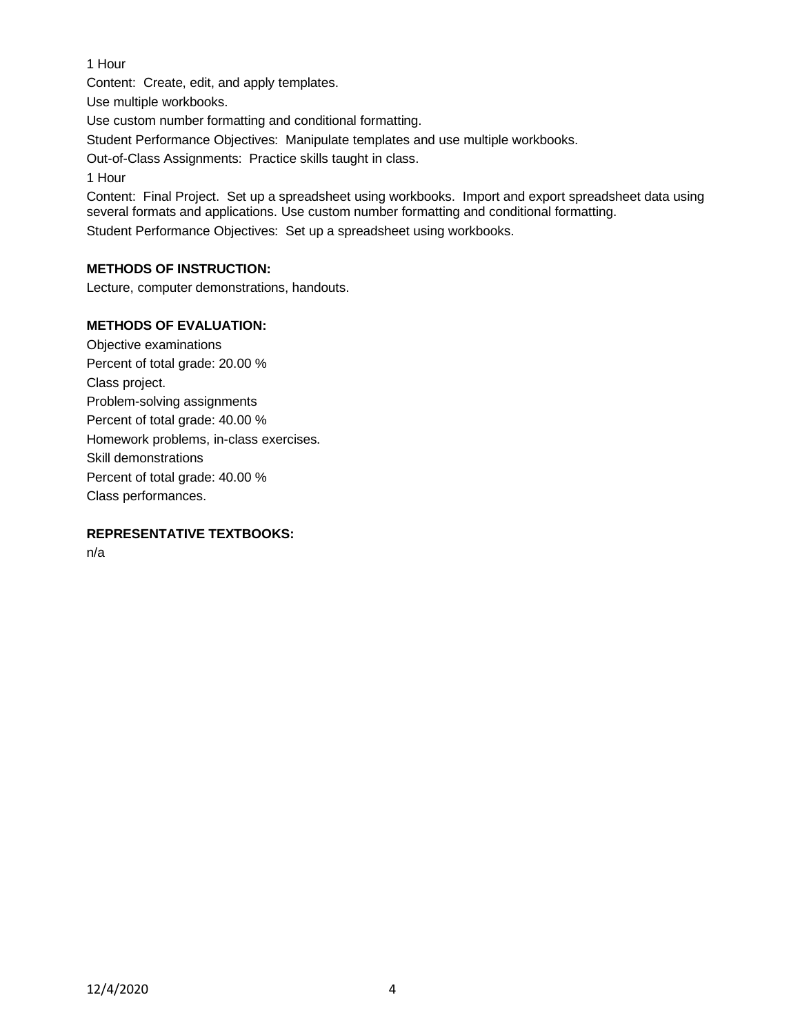1 Hour

Content: Create, edit, and apply templates.

Use multiple workbooks.

Use custom number formatting and conditional formatting.

Student Performance Objectives: Manipulate templates and use multiple workbooks.

Out-of-Class Assignments: Practice skills taught in class.

1 Hour

Content: Final Project. Set up a spreadsheet using workbooks. Import and export spreadsheet data using several formats and applications. Use custom number formatting and conditional formatting.

Student Performance Objectives: Set up a spreadsheet using workbooks.

**METHODS OF INSTRUCTION:**

Lecture, computer demonstrations, handouts.

**METHODS OF EVALUATION:**

Objective examinations

Percent of total grade: 20.00 %

Class project.

Problem-solving assignments

Percent of total grade: 40.00 %

Homework problems, in-class exercises.

Skill demonstrations

Percent of total grade: 40.00 %

Class performances.

**REPRESENTATIVE TEXTBOOKS:**

n/a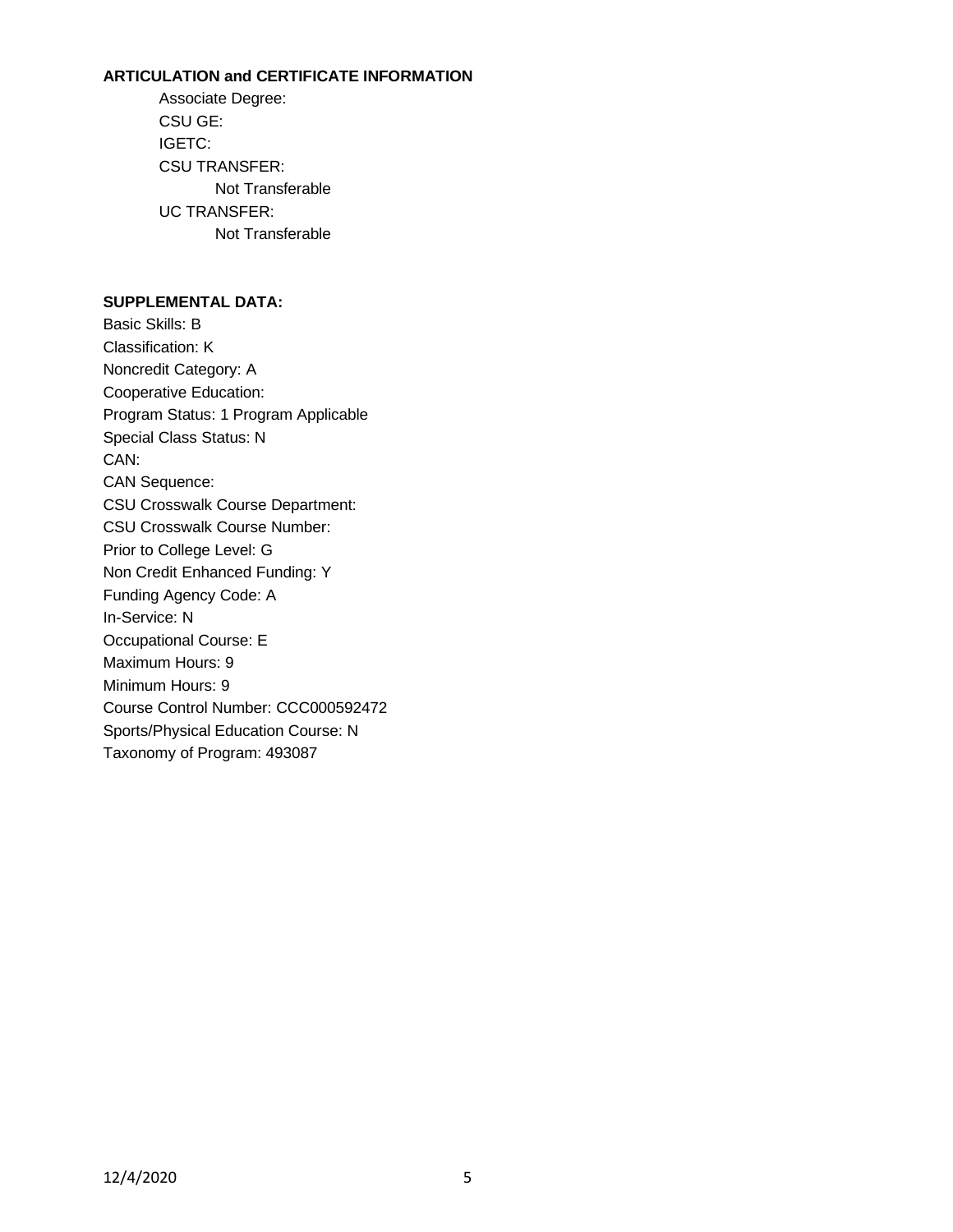**ARTICULATION and CERTIFICATE INFORMATION**

Associate Degree:
CSU GE:
IGETC:
CSU TRANSFER:
Not Transferable
UC TRANSFER:
Not Transferable

**SUPPLEMENTAL DATA:**

Basic Skills: B
Classification: K
Noncredit Category: A
Cooperative Education:
Program Status: 1 Program Applicable
Special Class Status: N
CAN:
CAN Sequence:
CSU Crosswalk Course Department:
CSU Crosswalk Course Number:
Prior to College Level: G
Non Credit Enhanced Funding: Y
Funding Agency Code: A
In-Service: N
Occupational Course: E
Maximum Hours: 9
Minimum Hours: 9
Course Control Number: CCC000592472
Sports/Physical Education Course: N
Taxonomy of Program: 493087